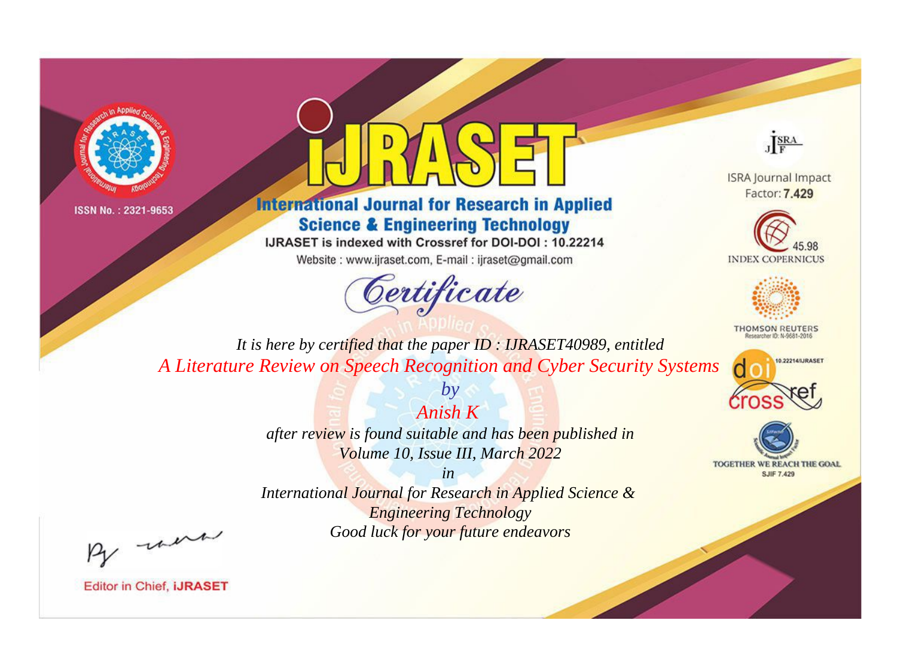ISSN No. : 2321-9653

# IJRASET

## International Journal for Research in Applied Science & Engineering Technology

IJRASET is indexed with Crossref for DOI-DOI : 10.22214

Website : www.ijraset.com, E-mail : ijraset@gmail.com

ISRA Journal Impact Factor: **7.429**

45.98 INDEX COPERNICUS

THOMSON REUTERS Researcher ID: N-9681-2016

10.22214/IJRASET

TOGETHER WE REACH THE GOAL SJIF 7.429

## *Certificate*

*It is here by certified that the paper ID : IJRASET40989, entitled*

*A Literature Review on Speech Recognition and Cyber Security Systems*

*by*

*Anish K*

*after review is found suitable and has been published in*

*Volume 10, Issue III, March 2022*

*in*

*International Journal for Research in Applied Science & Engineering Technology*

*Good luck for your future endeavors*

Editor in Chief, **iJRASET**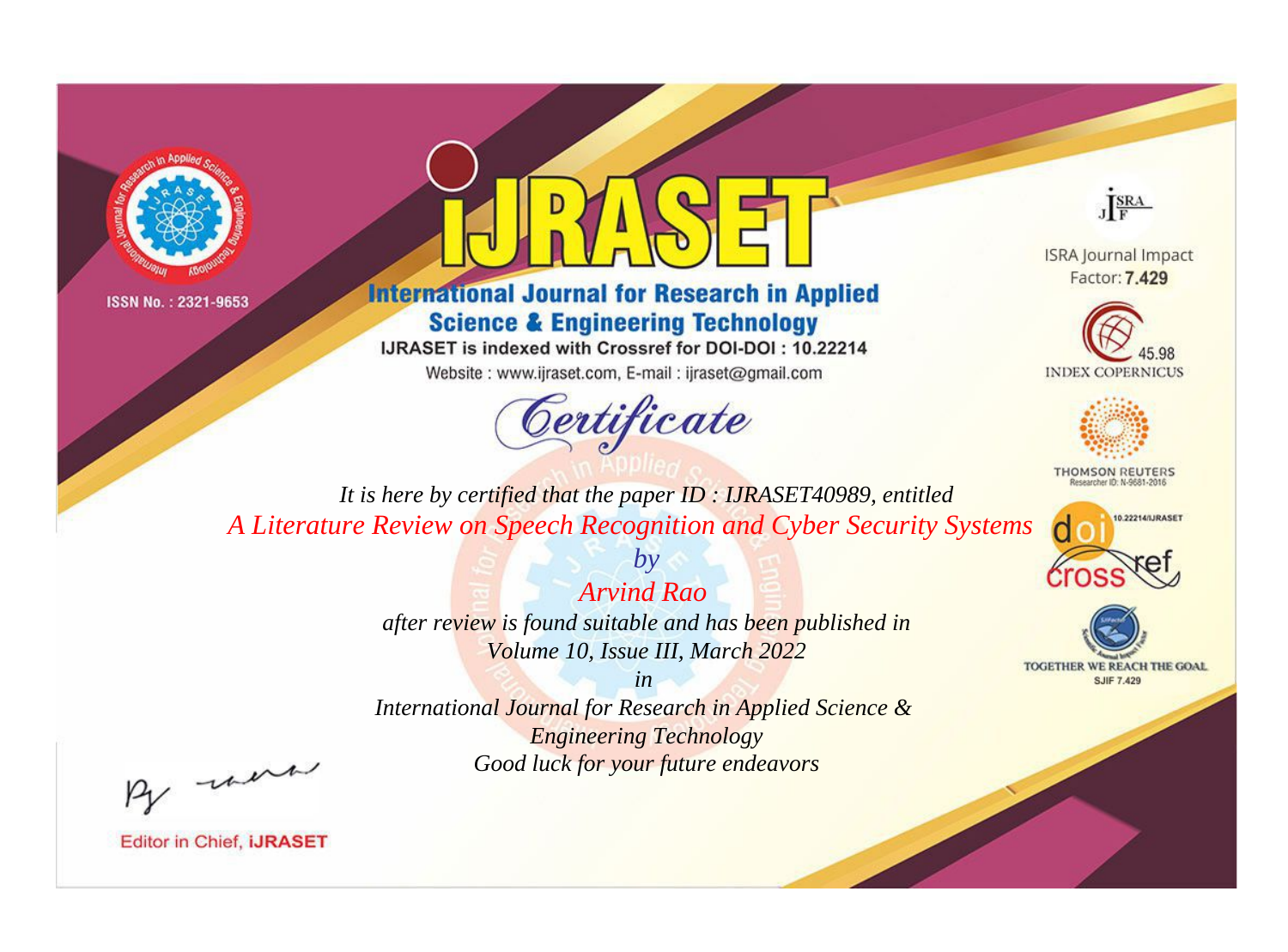ISSN No. : 2321-9653

# iJRASET

## International Journal for Research in Applied Science & Engineering Technology

IJRASET is indexed with Crossref for DOI-DOI : 10.22214

Website : www.ijraset.com, E-mail : ijraset@gmail.com

ISRA Journal Impact Factor: **7.429**

45.98 INDEX COPERNICUS

THOMSON REUTERS Researcher ID: N-9681-2016

10.22214/IJRASET

TOGETHER WE REACH THE GOAL SJIF 7.429

# *Certificate*

*It is here by certified that the paper ID : IJRASET40989, entitled*

*A Literature Review on Speech Recognition and Cyber Security Systems*

*by*

*Arvind Rao*

*after review is found suitable and has been published in*

*Volume 10, Issue III, March 2022*

*in*

*International Journal for Research in Applied Science & Engineering Technology*

*Good luck for your future endeavors*

Editor in Chief, **iJRASET**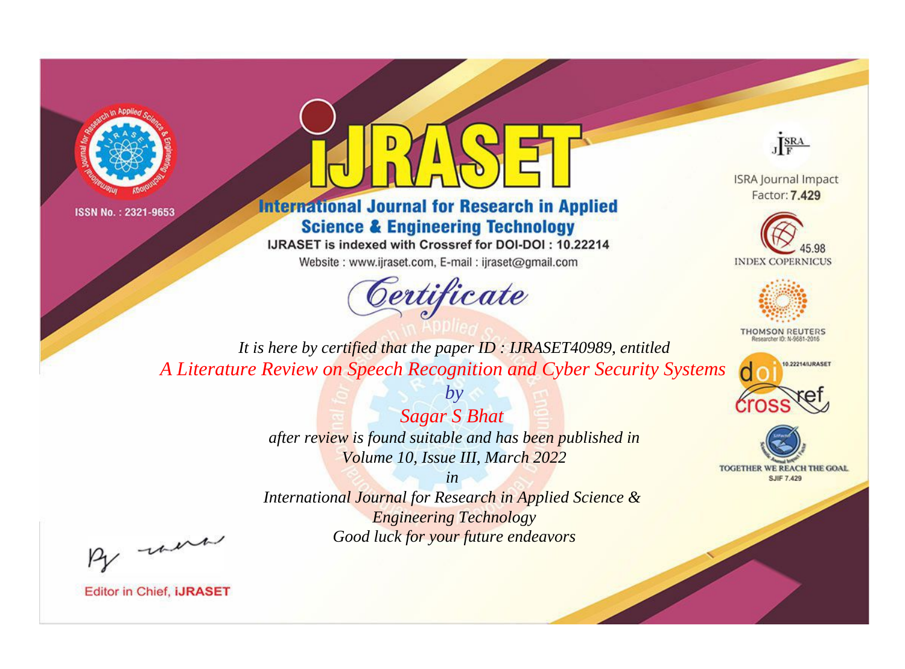ISSN No. : 2321-9653

# iJRASET

## International Journal for Research in Applied Science & Engineering Technology

IJRASET is indexed with Crossref for DOI-DOI : 10.22214

Website : www.ijraset.com, E-mail : ijraset@gmail.com

ISRA Journal Impact Factor: **7.429**

45.98 INDEX COPERNICUS

THOMSON REUTERS Researcher ID: N-9681-2016

10.22214/IJRASET

TOGETHER WE REACH THE GOAL SJIF 7.429

# *Certificate*

*It is here by certified that the paper ID : IJRASET40989, entitled*

*A Literature Review on Speech Recognition and Cyber Security Systems*

*by*

*Sagar S Bhat*

*after review is found suitable and has been published in*

*Volume 10, Issue III, March 2022*

*in*

*International Journal for Research in Applied Science & Engineering Technology*

*Good luck for your future endeavors*

Editor in Chief, **iJRASET**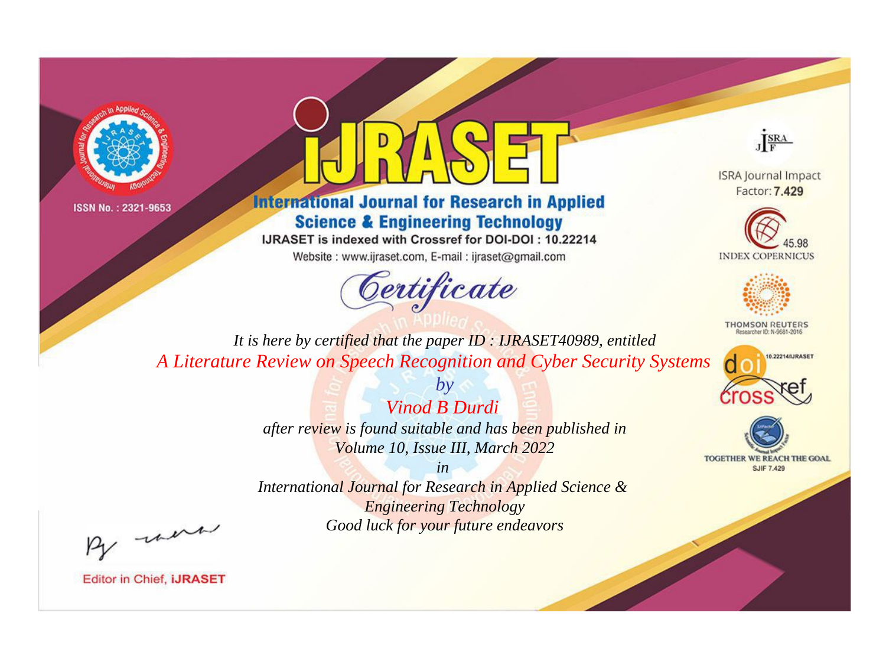ISSN No. : 2321-9653

# iJRASET

## International Journal for Research in Applied Science & Engineering Technology

IJRASET is indexed with Crossref for DOI-DOI : 10.22214

Website : www.ijraset.com, E-mail : ijraset@gmail.com

# *Certificate*

*It is here by certified that the paper ID : IJRASET40989, entitled*

*A Literature Review on Speech Recognition and Cyber Security Systems*

*by*

*Vinod B Durdi*

*after review is found suitable and has been published in*

*Volume 10, Issue III, March 2022*

*in*

*International Journal for Research in Applied Science & Engineering Technology*

*Good luck for your future endeavors*

ISRA Journal Impact Factor: **7.429**

45.98 INDEX COPERNICUS

THOMSON REUTERS Researcher ID: N-9681-2016

10.22214/IJRASET

TOGETHER WE REACH THE GOAL SJIF 7.429

Editor in Chief, **iJRASET**